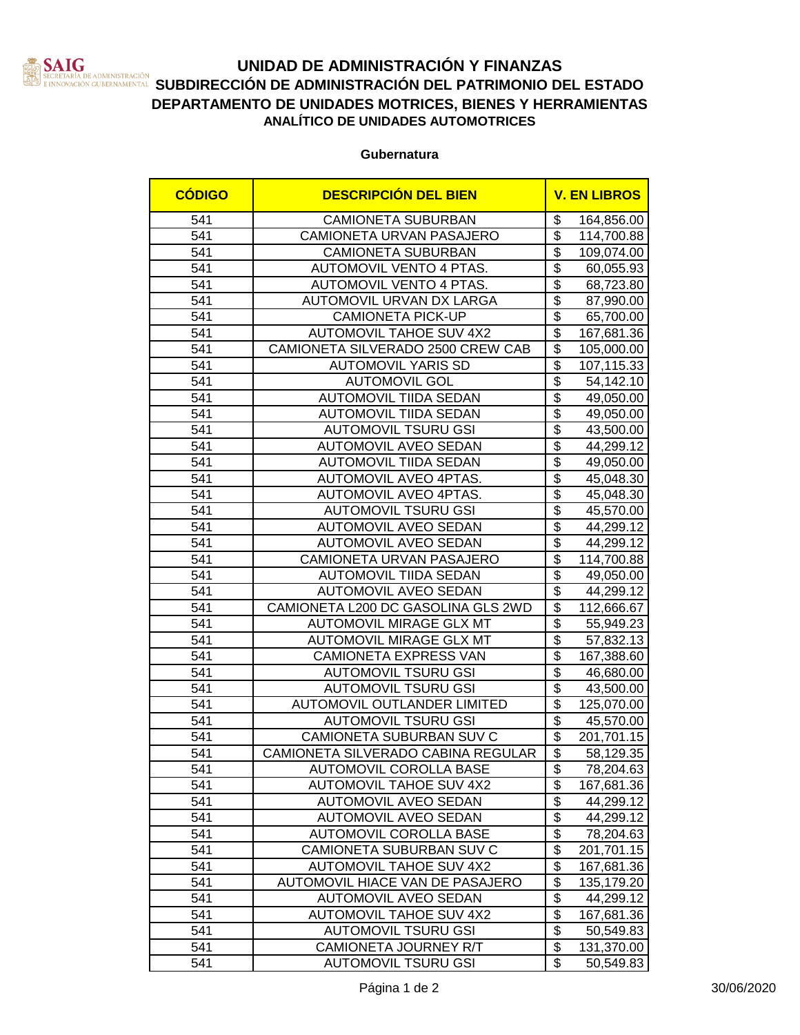# UNIDAD DE ADMINISTRACIÓN Y FINANZAS
## SUBDIRECCIÓN DE ADMINISTRACIÓN DEL PATRIMONIO DEL ESTADO
## DEPARTAMENTO DE UNIDADES MOTRICES, BIENES Y HERRAMIENTAS
### ANALÍTICO DE UNIDADES AUTOMOTRICES

**Gubernatura**

| CÓDIGO | DESCRIPCIÓN DEL BIEN | V. EN LIBROS |
|---|---|---|
| 541 | CAMIONETA SUBURBAN | $ 164,856.00 |
| 541 | CAMIONETA URVAN PASAJERO | $ 114,700.88 |
| 541 | CAMIONETA SUBURBAN | $ 109,074.00 |
| 541 | AUTOMOVIL VENTO 4 PTAS. | $ 60,055.93 |
| 541 | AUTOMOVIL VENTO 4 PTAS. | $ 68,723.80 |
| 541 | AUTOMOVIL URVAN DX LARGA | $ 87,990.00 |
| 541 | CAMIONETA PICK-UP | $ 65,700.00 |
| 541 | AUTOMOVIL TAHOE SUV 4X2 | $ 167,681.36 |
| 541 | CAMIONETA SILVERADO 2500 CREW CAB | $ 105,000.00 |
| 541 | AUTOMOVIL YARIS SD | $ 107,115.33 |
| 541 | AUTOMOVIL GOL | $ 54,142.10 |
| 541 | AUTOMOVIL TIIDA SEDAN | $ 49,050.00 |
| 541 | AUTOMOVIL TIIDA SEDAN | $ 49,050.00 |
| 541 | AUTOMOVIL TSURU GSI | $ 43,500.00 |
| 541 | AUTOMOVIL AVEO SEDAN | $ 44,299.12 |
| 541 | AUTOMOVIL TIIDA SEDAN | $ 49,050.00 |
| 541 | AUTOMOVIL AVEO 4PTAS. | $ 45,048.30 |
| 541 | AUTOMOVIL AVEO 4PTAS. | $ 45,048.30 |
| 541 | AUTOMOVIL TSURU GSI | $ 45,570.00 |
| 541 | AUTOMOVIL AVEO SEDAN | $ 44,299.12 |
| 541 | AUTOMOVIL AVEO SEDAN | $ 44,299.12 |
| 541 | CAMIONETA URVAN PASAJERO | $ 114,700.88 |
| 541 | AUTOMOVIL TIIDA SEDAN | $ 49,050.00 |
| 541 | AUTOMOVIL AVEO SEDAN | $ 44,299.12 |
| 541 | CAMIONETA L200 DC GASOLINA GLS 2WD | $ 112,666.67 |
| 541 | AUTOMOVIL MIRAGE GLX MT | $ 55,949.23 |
| 541 | AUTOMOVIL MIRAGE GLX MT | $ 57,832.13 |
| 541 | CAMIONETA EXPRESS VAN | $ 167,388.60 |
| 541 | AUTOMOVIL TSURU GSI | $ 46,680.00 |
| 541 | AUTOMOVIL TSURU GSI | $ 43,500.00 |
| 541 | AUTOMOVIL OUTLANDER LIMITED | $ 125,070.00 |
| 541 | AUTOMOVIL TSURU GSI | $ 45,570.00 |
| 541 | CAMIONETA SUBURBAN SUV C | $ 201,701.15 |
| 541 | CAMIONETA SILVERADO CABINA REGULAR | $ 58,129.35 |
| 541 | AUTOMOVIL COROLLA BASE | $ 78,204.63 |
| 541 | AUTOMOVIL TAHOE SUV 4X2 | $ 167,681.36 |
| 541 | AUTOMOVIL AVEO SEDAN | $ 44,299.12 |
| 541 | AUTOMOVIL AVEO SEDAN | $ 44,299.12 |
| 541 | AUTOMOVIL COROLLA BASE | $ 78,204.63 |
| 541 | CAMIONETA SUBURBAN SUV C | $ 201,701.15 |
| 541 | AUTOMOVIL TAHOE SUV 4X2 | $ 167,681.36 |
| 541 | AUTOMOVIL HIACE VAN DE PASAJERO | $ 135,179.20 |
| 541 | AUTOMOVIL AVEO SEDAN | $ 44,299.12 |
| 541 | AUTOMOVIL TAHOE SUV 4X2 | $ 167,681.36 |
| 541 | AUTOMOVIL TSURU GSI | $ 50,549.83 |
| 541 | CAMIONETA JOURNEY R/T | $ 131,370.00 |
| 541 | AUTOMOVIL TSURU GSI | $ 50,549.83 |

30/06/2020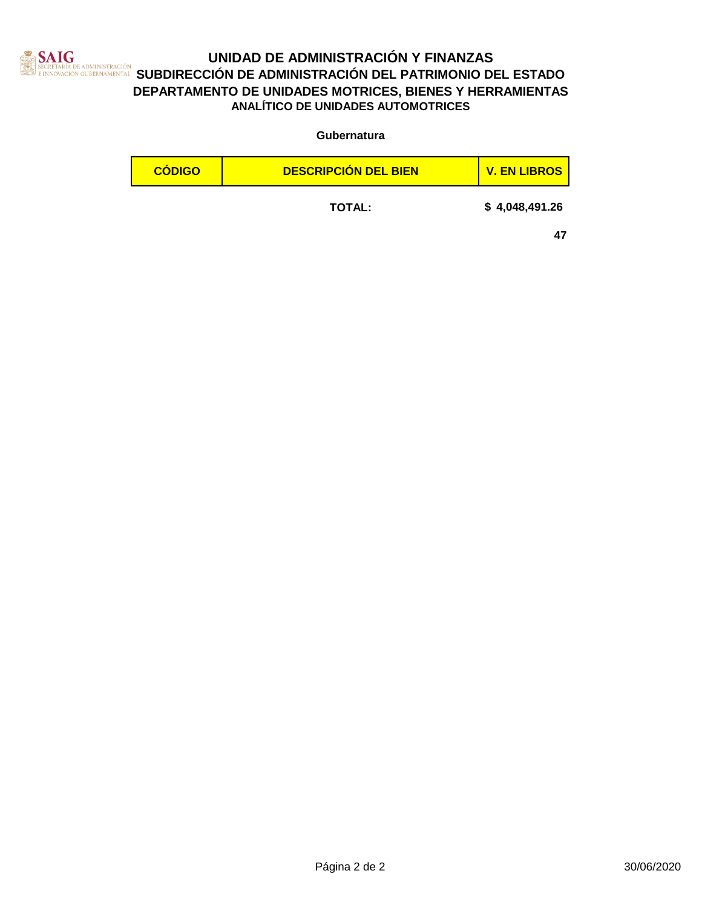# UNIDAD DE ADMINISTRACIÓN Y FINANZAS
## SUBDIRECCIÓN DE ADMINISTRACIÓN DEL PATRIMONIO DEL ESTADO
## DEPARTAMENTO DE UNIDADES MOTRICES, BIENES Y HERRAMIENTAS
### ANALÍTICO DE UNIDADES AUTOMOTRICES

**Gubernatura**

| CÓDIGO | DESCRIPCIÓN DEL BIEN | V. EN LIBROS |
|---|---|---|
| | **TOTAL:** | **$ 4,048,491.26** |
| | | **47** |

30/06/2020